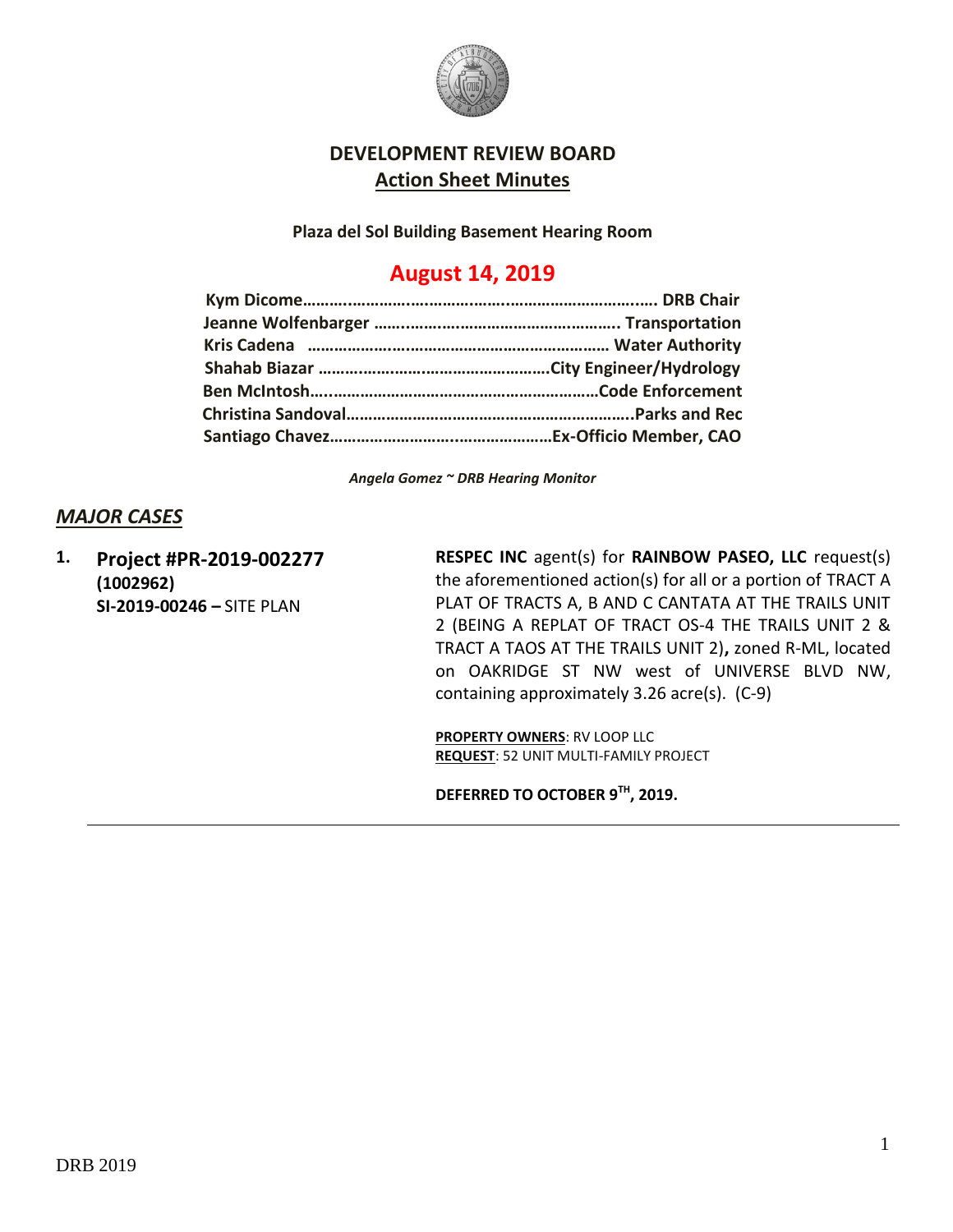# DEVELOPMENT REVIEW BOARD
## Action Sheet Minutes

**Plaza del Sol Building Basement Hearing Room**

## August 14, 2019

**Kym Dicome……………………………………………………………… DRB Chair**
**Jeanne Wolfenbarger ……………………………………………. Transportation**
**Kris Cadena ………………………………………………… Water Authority**
**Shahab Biazar ……………………………………………City Engineer/Hydrology**
**Ben McIntosh………………………………………………………Code Enforcement**
**Christina Sandoval……………………………………………………..Parks and Rec**
**Santiago Chavez……………………………………………Ex-Officio Member, CAO**

*Angela Gomez ~ DRB Hearing Monitor*

## *MAJOR CASES*

1. **Project #PR-2019-002277**
   **(1002962)**
   **SI-2019-00246 –** SITE PLAN

   **RESPEC INC** agent(s) for **RAINBOW PASEO, LLC** request(s) the aforementioned action(s) for all or a portion of TRACT A PLAT OF TRACTS A, B AND C CANTATA AT THE TRAILS UNIT 2 (BEING A REPLAT OF TRACT OS-4 THE TRAILS UNIT 2 & TRACT A TAOS AT THE TRAILS UNIT 2)**,** zoned R-ML, located on OAKRIDGE ST NW west of UNIVERSE BLVD NW, containing approximately 3.26 acre(s). (C-9)

   **PROPERTY OWNERS**: RV LOOP LLC
   **REQUEST**: 52 UNIT MULTI-FAMILY PROJECT

   **DEFERRED TO OCTOBER 9TH, 2019.**

---

DRB 2019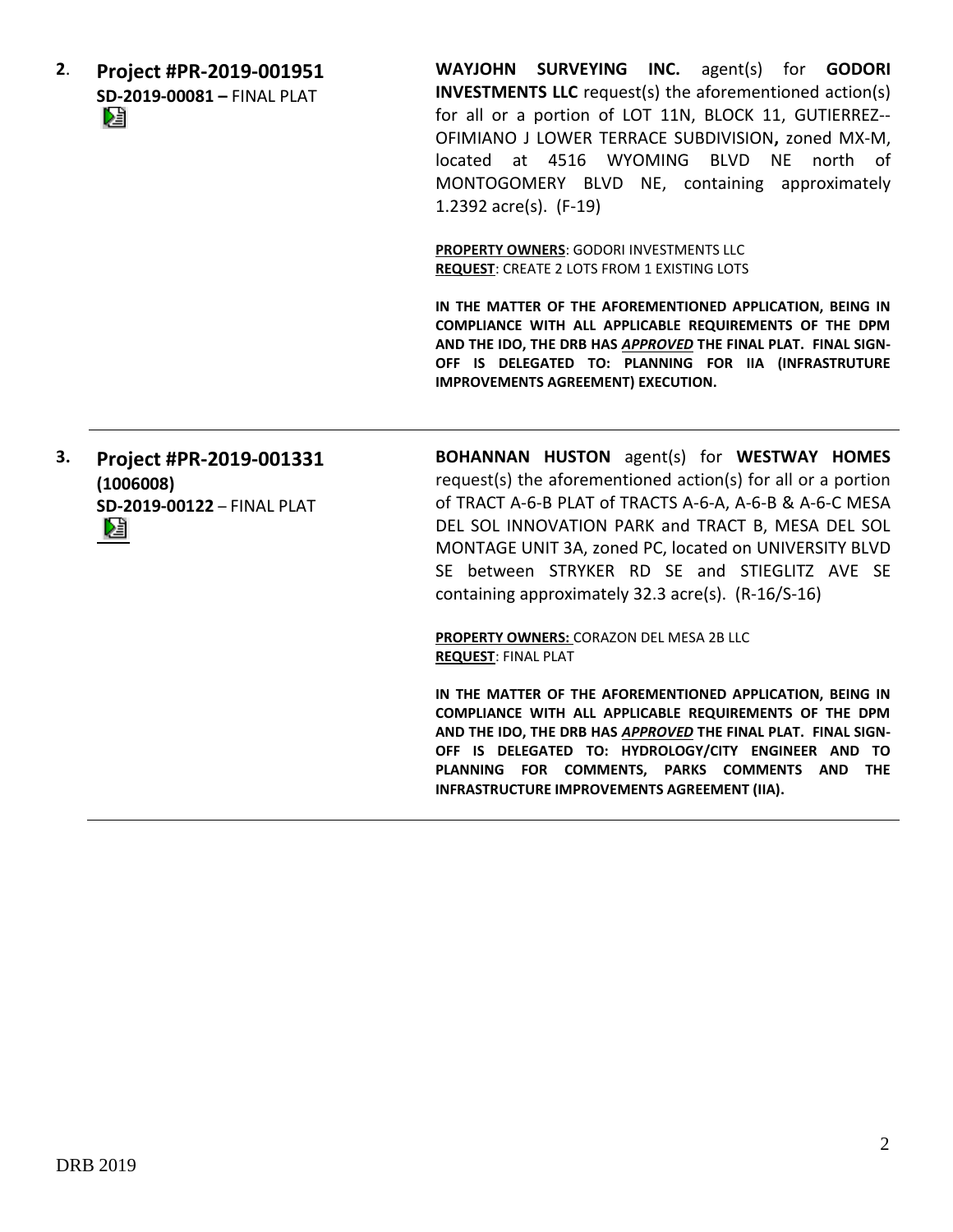**2**. **Project #PR-2019-001951**
**SD-2019-00081 –** FINAL PLAT

**WAYJOHN SURVEYING INC.** agent(s) for **GODORI INVESTMENTS LLC** request(s) the aforementioned action(s) for all or a portion of LOT 11N, BLOCK 11, GUTIERREZ--OFIMIANO J LOWER TERRACE SUBDIVISION**,** zoned MX-M, located at 4516 WYOMING BLVD NE north of MONTOGOMERY BLVD NE, containing approximately 1.2392 acre(s). (F-19)

**PROPERTY OWNERS**: GODORI INVESTMENTS LLC
**REQUEST**: CREATE 2 LOTS FROM 1 EXISTING LOTS

**IN THE MATTER OF THE AFOREMENTIONED APPLICATION, BEING IN COMPLIANCE WITH ALL APPLICABLE REQUIREMENTS OF THE DPM AND THE IDO, THE DRB HAS *APPROVED* THE FINAL PLAT. FINAL SIGN-OFF IS DELEGATED TO: PLANNING FOR IIA (INFRASTRUTURE IMPROVEMENTS AGREEMENT) EXECUTION.**

---

**3.** **Project #PR-2019-001331 (1006008)**
**SD-2019-00122** – FINAL PLAT

**BOHANNAN HUSTON** agent(s) for **WESTWAY HOMES** request(s) the aforementioned action(s) for all or a portion of TRACT A-6-B PLAT of TRACTS A-6-A, A-6-B & A-6-C MESA DEL SOL INNOVATION PARK and TRACT B, MESA DEL SOL MONTAGE UNIT 3A, zoned PC, located on UNIVERSITY BLVD SE between STRYKER RD SE and STIEGLITZ AVE SE containing approximately 32.3 acre(s). (R-16/S-16)

**PROPERTY OWNERS:** CORAZON DEL MESA 2B LLC
**REQUEST**: FINAL PLAT

**IN THE MATTER OF THE AFOREMENTIONED APPLICATION, BEING IN COMPLIANCE WITH ALL APPLICABLE REQUIREMENTS OF THE DPM AND THE IDO, THE DRB HAS *APPROVED* THE FINAL PLAT. FINAL SIGN-OFF IS DELEGATED TO: HYDROLOGY/CITY ENGINEER AND TO PLANNING FOR COMMENTS, PARKS COMMENTS AND THE INFRASTRUCTURE IMPROVEMENTS AGREEMENT (IIA).**

---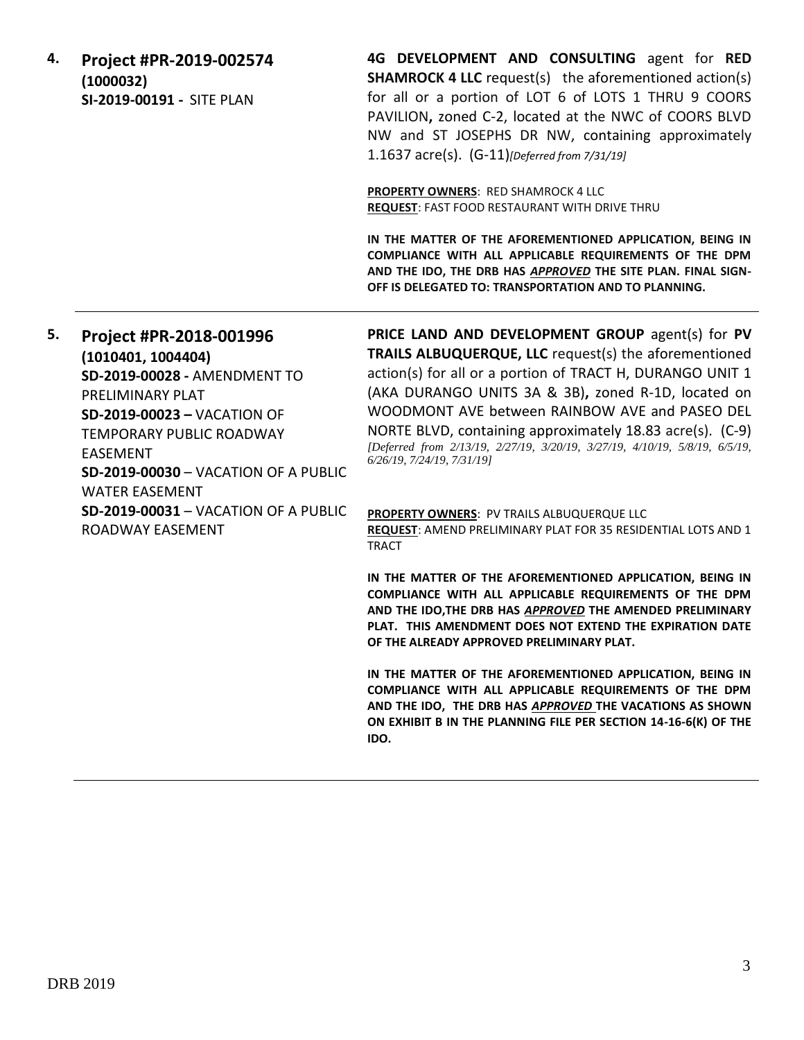**4. Project #PR-2019-002574**
**(1000032)**
**SI-2019-00191 -** SITE PLAN

**4G DEVELOPMENT AND CONSULTING** agent for **RED SHAMROCK 4 LLC** request(s) the aforementioned action(s) for all or a portion of LOT 6 of LOTS 1 THRU 9 COORS PAVILION**,** zoned C-2, located at the NWC of COORS BLVD NW and ST JOSEPHS DR NW, containing approximately 1.1637 acre(s). (G-11)*[Deferred from 7/31/19]*

**PROPERTY OWNERS**: RED SHAMROCK 4 LLC
**REQUEST**: FAST FOOD RESTAURANT WITH DRIVE THRU

**IN THE MATTER OF THE AFOREMENTIONED APPLICATION, BEING IN COMPLIANCE WITH ALL APPLICABLE REQUIREMENTS OF THE DPM AND THE IDO, THE DRB HAS *APPROVED* THE SITE PLAN. FINAL SIGN-OFF IS DELEGATED TO: TRANSPORTATION AND TO PLANNING.**

---

**5. Project #PR-2018-001996**
**(1010401, 1004404)**
**SD-2019-00028 -** AMENDMENT TO PRELIMINARY PLAT
**SD-2019-00023 –** VACATION OF TEMPORARY PUBLIC ROADWAY EASEMENT
**SD-2019-00030** – VACATION OF A PUBLIC WATER EASEMENT
**SD-2019-00031** – VACATION OF A PUBLIC ROADWAY EASEMENT

**PRICE LAND AND DEVELOPMENT GROUP** agent(s) for **PV TRAILS ALBUQUERQUE, LLC** request(s) the aforementioned action(s) for all or a portion of TRACT H, DURANGO UNIT 1 (AKA DURANGO UNITS 3A & 3B)**,** zoned R-1D, located on WOODMONT AVE between RAINBOW AVE and PASEO DEL NORTE BLVD, containing approximately 18.83 acre(s). (C-9) *[Deferred from 2/13/19, 2/27/19, 3/20/19, 3/27/19, 4/10/19, 5/8/19, 6/5/19, 6/26/19, 7/24/19, 7/31/19]*

**PROPERTY OWNERS**: PV TRAILS ALBUQUERQUE LLC
**REQUEST**: AMEND PRELIMINARY PLAT FOR 35 RESIDENTIAL LOTS AND 1 TRACT

**IN THE MATTER OF THE AFOREMENTIONED APPLICATION, BEING IN COMPLIANCE WITH ALL APPLICABLE REQUIREMENTS OF THE DPM AND THE IDO,THE DRB HAS *APPROVED* THE AMENDED PRELIMINARY PLAT. THIS AMENDMENT DOES NOT EXTEND THE EXPIRATION DATE OF THE ALREADY APPROVED PRELIMINARY PLAT.**

**IN THE MATTER OF THE AFOREMENTIONED APPLICATION, BEING IN COMPLIANCE WITH ALL APPLICABLE REQUIREMENTS OF THE DPM AND THE IDO, THE DRB HAS *APPROVED* THE VACATIONS AS SHOWN ON EXHIBIT B IN THE PLANNING FILE PER SECTION 14-16-6(K) OF THE IDO.**

---

DRB 2019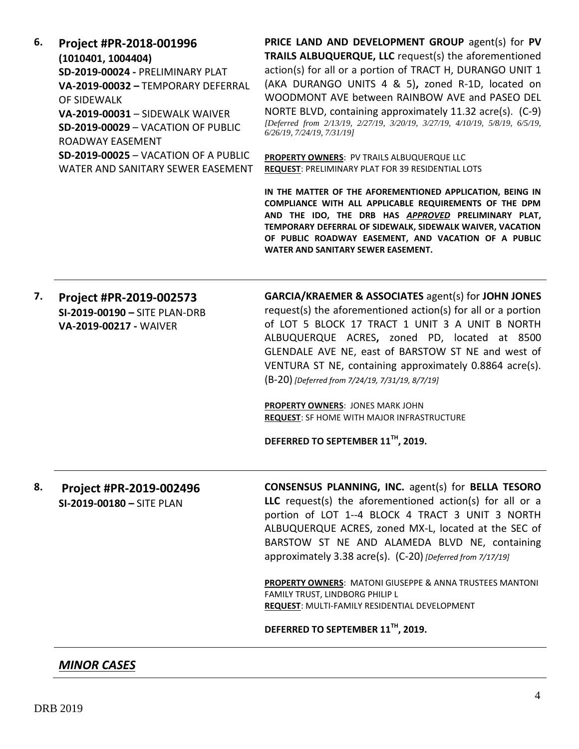**6. Project #PR-2018-001996**
**(1010401, 1004404)**
**SD-2019-00024 -** PRELIMINARY PLAT
**VA-2019-00032 –** TEMPORARY DEFERRAL OF SIDEWALK
**VA-2019-00031** – SIDEWALK WAIVER
**SD-2019-00029** – VACATION OF PUBLIC ROADWAY EASEMENT
**SD-2019-00025** – VACATION OF A PUBLIC WATER AND SANITARY SEWER EASEMENT

**PRICE LAND AND DEVELOPMENT GROUP** agent(s) for **PV TRAILS ALBUQUERQUE, LLC** request(s) the aforementioned action(s) for all or a portion of TRACT H, DURANGO UNIT 1 (AKA DURANGO UNITS 4 & 5)**,** zoned R-1D, located on WOODMONT AVE between RAINBOW AVE and PASEO DEL NORTE BLVD, containing approximately 11.32 acre(s). (C-9) *[Deferred from 2/13/19, 2/27/19, 3/20/19, 3/27/19, 4/10/19, 5/8/19, 6/5/19, 6/26/19, 7/24/19, 7/31/19]*

**PROPERTY OWNERS**: PV TRAILS ALBUQUERQUE LLC
**REQUEST**: PRELIMINARY PLAT FOR 39 RESIDENTIAL LOTS

**IN THE MATTER OF THE AFOREMENTIONED APPLICATION, BEING IN COMPLIANCE WITH ALL APPLICABLE REQUIREMENTS OF THE DPM AND THE IDO, THE DRB HAS *APPROVED* PRELIMINARY PLAT, TEMPORARY DEFERRAL OF SIDEWALK, SIDEWALK WAIVER, VACATION OF PUBLIC ROADWAY EASEMENT, AND VACATION OF A PUBLIC WATER AND SANITARY SEWER EASEMENT.**

---

**7. Project #PR-2019-002573**
**SI-2019-00190 –** SITE PLAN-DRB
**VA-2019-00217 -** WAIVER

**GARCIA/KRAEMER & ASSOCIATES** agent(s) for **JOHN JONES** request(s) the aforementioned action(s) for all or a portion of LOT 5 BLOCK 17 TRACT 1 UNIT 3 A UNIT B NORTH ALBUQUERQUE ACRES**,** zoned PD, located at 8500 GLENDALE AVE NE, east of BARSTOW ST NE and west of VENTURA ST NE, containing approximately 0.8864 acre(s). (B-20) *[Deferred from 7/24/19, 7/31/19, 8/7/19]*

**PROPERTY OWNERS**: JONES MARK JOHN
**REQUEST**: SF HOME WITH MAJOR INFRASTRUCTURE

**DEFERRED TO SEPTEMBER 11TH, 2019.**

---

**8. Project #PR-2019-002496**
**SI-2019-00180 –** SITE PLAN

**CONSENSUS PLANNING, INC.** agent(s) for **BELLA TESORO LLC** request(s) the aforementioned action(s) for all or a portion of LOT 1--4 BLOCK 4 TRACT 3 UNIT 3 NORTH ALBUQUERQUE ACRES, zoned MX-L, located at the SEC of BARSTOW ST NE AND ALAMEDA BLVD NE, containing approximately 3.38 acre(s). (C-20) *[Deferred from 7/17/19]*

**PROPERTY OWNERS**: MATONI GIUSEPPE & ANNA TRUSTEES MANTONI FAMILY TRUST, LINDBORG PHILIP L
**REQUEST**: MULTI-FAMILY RESIDENTIAL DEVELOPMENT

**DEFERRED TO SEPTEMBER 11TH, 2019.**

---

## ***MINOR CASES***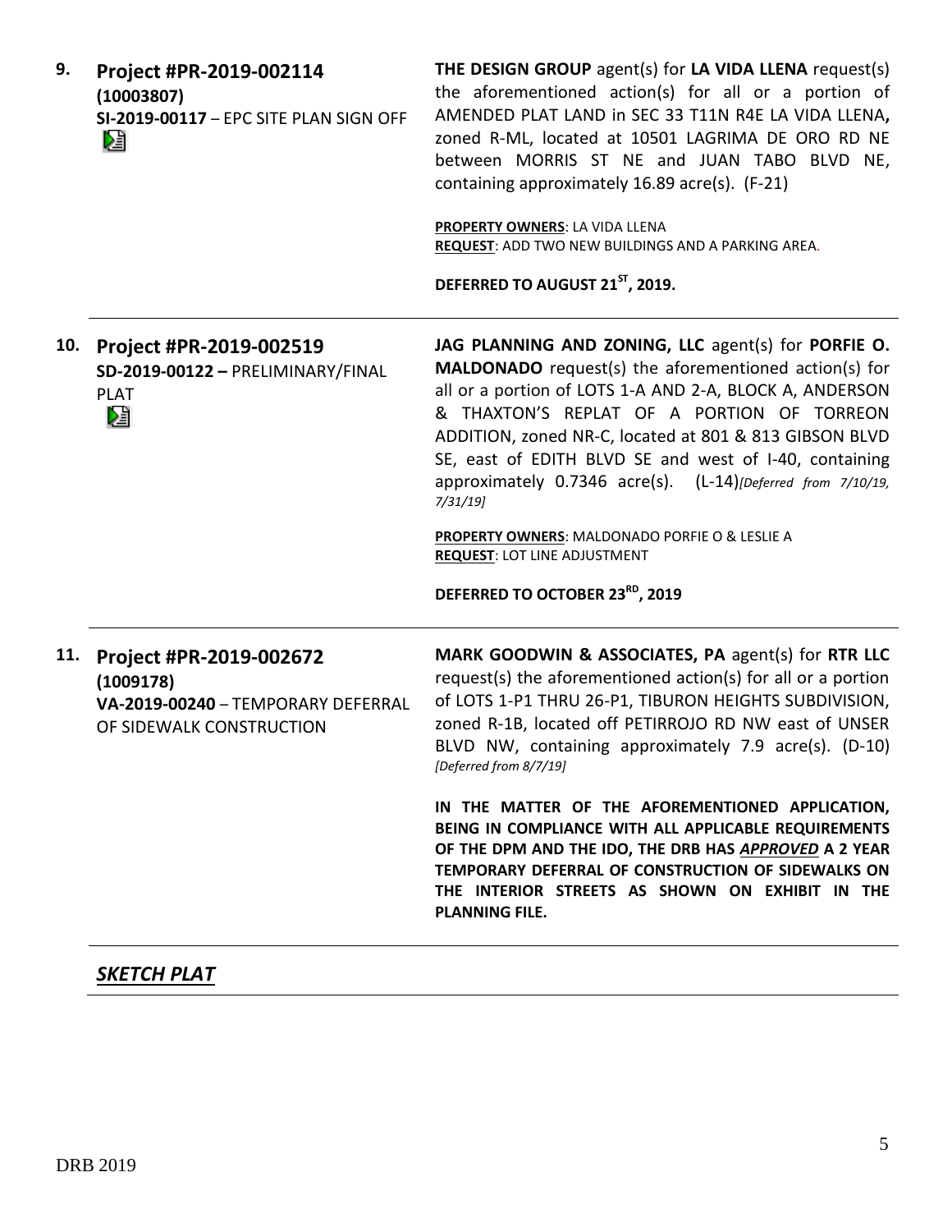**9. Project #PR-2019-002114**
**(10003807)**
**SI-2019-00117** – EPC SITE PLAN SIGN OFF

**THE DESIGN GROUP** agent(s) for **LA VIDA LLENA** request(s) the aforementioned action(s) for all or a portion of AMENDED PLAT LAND in SEC 33 T11N R4E LA VIDA LLENA**,** zoned R-ML, located at 10501 LAGRIMA DE ORO RD NE between MORRIS ST NE and JUAN TABO BLVD NE, containing approximately 16.89 acre(s). (F-21)

**PROPERTY OWNERS**: LA VIDA LLENA
**REQUEST**: ADD TWO NEW BUILDINGS AND A PARKING AREA.

**DEFERRED TO AUGUST 21ST, 2019.**

---

**10. Project #PR-2019-002519**
**SD-2019-00122 –** PRELIMINARY/FINAL PLAT

**JAG PLANNING AND ZONING, LLC** agent(s) for **PORFIE O. MALDONADO** request(s) the aforementioned action(s) for all or a portion of LOTS 1-A AND 2-A, BLOCK A, ANDERSON & THAXTON'S REPLAT OF A PORTION OF TORREON ADDITION, zoned NR-C, located at 801 & 813 GIBSON BLVD SE, east of EDITH BLVD SE and west of I-40, containing approximately 0.7346 acre(s). (L-14)*[Deferred from 7/10/19, 7/31/19]*

**PROPERTY OWNERS**: MALDONADO PORFIE O & LESLIE A
**REQUEST**: LOT LINE ADJUSTMENT

**DEFERRED TO OCTOBER 23RD, 2019**

---

**11. Project #PR-2019-002672**
**(1009178)**
**VA-2019-00240** – TEMPORARY DEFERRAL OF SIDEWALK CONSTRUCTION

**MARK GOODWIN & ASSOCIATES, PA** agent(s) for **RTR LLC** request(s) the aforementioned action(s) for all or a portion of LOTS 1-P1 THRU 26-P1, TIBURON HEIGHTS SUBDIVISION, zoned R-1B, located off PETIRROJO RD NW east of UNSER BLVD NW, containing approximately 7.9 acre(s). (D-10) *[Deferred from 8/7/19]*

**IN THE MATTER OF THE AFOREMENTIONED APPLICATION, BEING IN COMPLIANCE WITH ALL APPLICABLE REQUIREMENTS OF THE DPM AND THE IDO, THE DRB HAS *APPROVED* A 2 YEAR TEMPORARY DEFERRAL OF CONSTRUCTION OF SIDEWALKS ON THE INTERIOR STREETS AS SHOWN ON EXHIBIT IN THE PLANNING FILE.**

---

## ***SKETCH PLAT***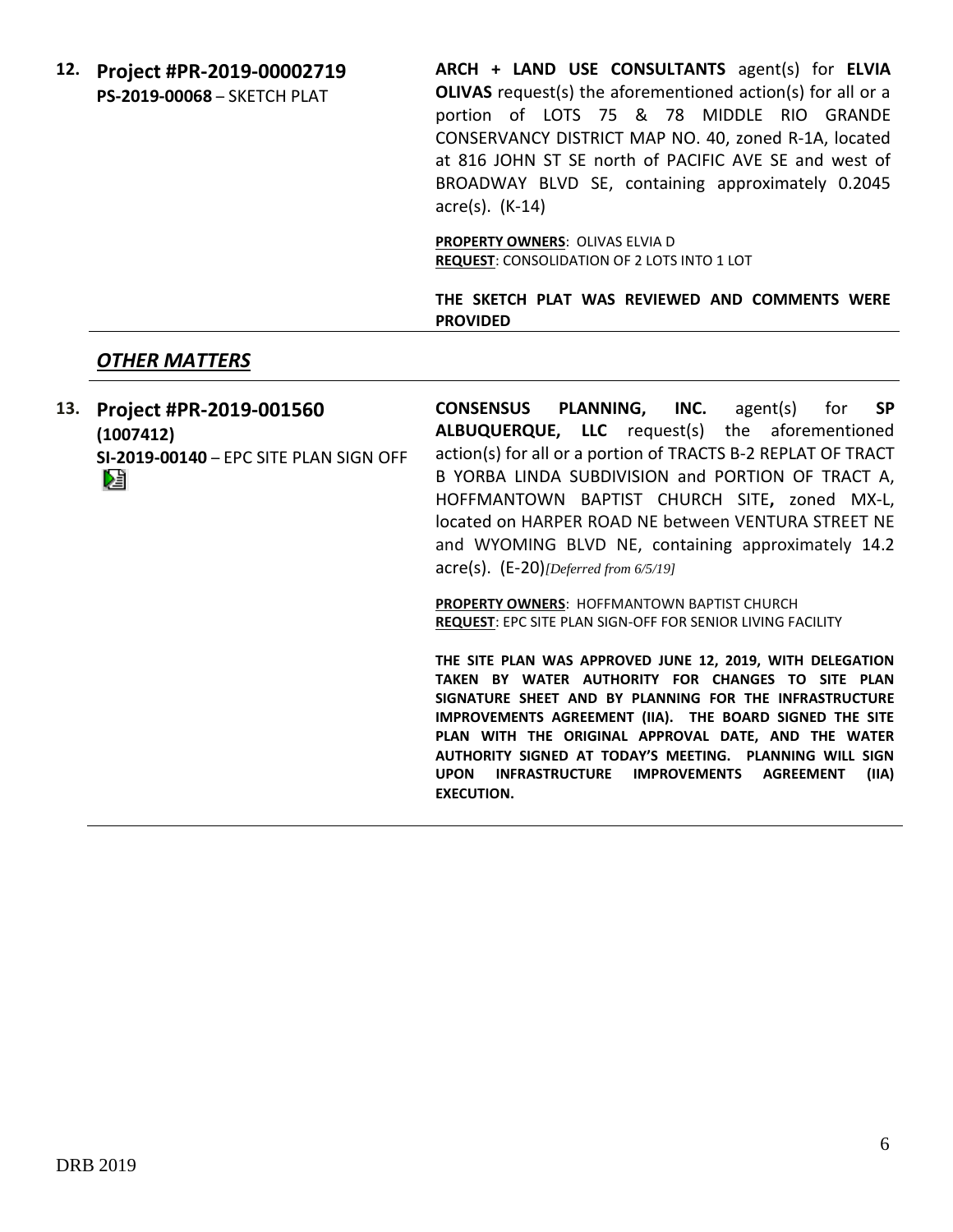**12. Project #PR-2019-00002719**
**PS-2019-00068** – SKETCH PLAT

**ARCH + LAND USE CONSULTANTS** agent(s) for **ELVIA OLIVAS** request(s) the aforementioned action(s) for all or a portion of LOTS 75 & 78 MIDDLE RIO GRANDE CONSERVANCY DISTRICT MAP NO. 40, zoned R-1A, located at 816 JOHN ST SE north of PACIFIC AVE SE and west of BROADWAY BLVD SE, containing approximately 0.2045 acre(s). (K-14)

**PROPERTY OWNERS**: OLIVAS ELVIA D
**REQUEST**: CONSOLIDATION OF 2 LOTS INTO 1 LOT

**THE SKETCH PLAT WAS REVIEWED AND COMMENTS WERE PROVIDED**

## *OTHER MATTERS*

**13. Project #PR-2019-001560**
**(1007412)**
**SI-2019-00140** – EPC SITE PLAN SIGN OFF

**CONSENSUS PLANNING, INC.** agent(s) for **SP ALBUQUERQUE, LLC** request(s) the aforementioned action(s) for all or a portion of TRACTS B-2 REPLAT OF TRACT B YORBA LINDA SUBDIVISION and PORTION OF TRACT A, HOFFMANTOWN BAPTIST CHURCH SITE**,** zoned MX-L, located on HARPER ROAD NE between VENTURA STREET NE and WYOMING BLVD NE, containing approximately 14.2 acre(s). (E-20)*[Deferred from 6/5/19]*

**PROPERTY OWNERS**: HOFFMANTOWN BAPTIST CHURCH
**REQUEST**: EPC SITE PLAN SIGN-OFF FOR SENIOR LIVING FACILITY

**THE SITE PLAN WAS APPROVED JUNE 12, 2019, WITH DELEGATION TAKEN BY WATER AUTHORITY FOR CHANGES TO SITE PLAN SIGNATURE SHEET AND BY PLANNING FOR THE INFRASTRUCTURE IMPROVEMENTS AGREEMENT (IIA). THE BOARD SIGNED THE SITE PLAN WITH THE ORIGINAL APPROVAL DATE, AND THE WATER AUTHORITY SIGNED AT TODAY'S MEETING. PLANNING WILL SIGN UPON INFRASTRUCTURE IMPROVEMENTS AGREEMENT (IIA) EXECUTION.**

DRB 2019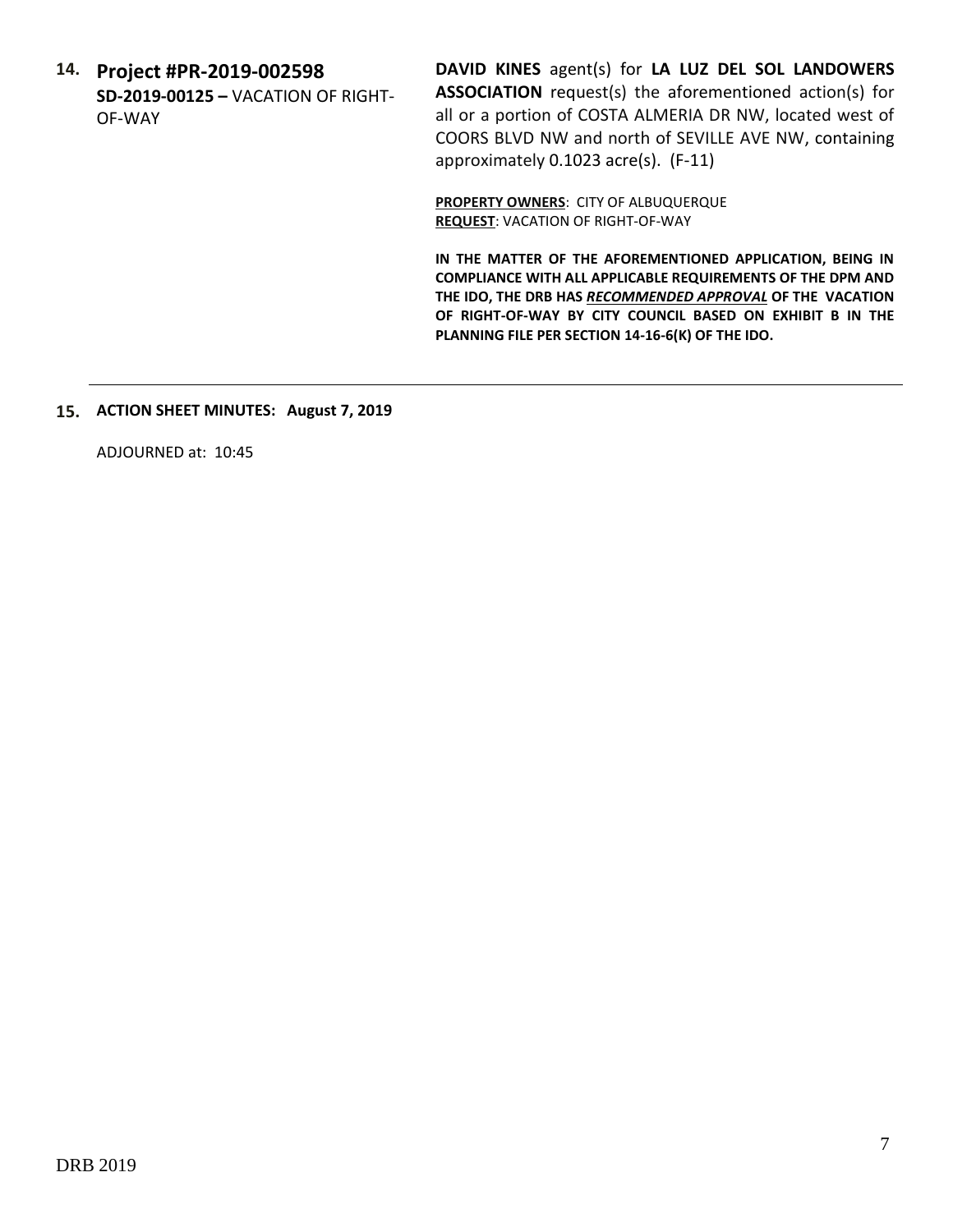**14. Project #PR-2019-002598**
**SD-2019-00125 –** VACATION OF RIGHT-OF-WAY

**DAVID KINES** agent(s) for **LA LUZ DEL SOL LANDOWERS ASSOCIATION** request(s) the aforementioned action(s) for all or a portion of COSTA ALMERIA DR NW, located west of COORS BLVD NW and north of SEVILLE AVE NW, containing approximately 0.1023 acre(s). (F-11)

**PROPERTY OWNERS**: CITY OF ALBUQUERQUE
**REQUEST**: VACATION OF RIGHT-OF-WAY

**IN THE MATTER OF THE AFOREMENTIONED APPLICATION, BEING IN COMPLIANCE WITH ALL APPLICABLE REQUIREMENTS OF THE DPM AND THE IDO, THE DRB HAS *RECOMMENDED APPROVAL* OF THE VACATION OF RIGHT-OF-WAY BY CITY COUNCIL BASED ON EXHIBIT B IN THE PLANNING FILE PER SECTION 14-16-6(K) OF THE IDO.**

---

**15. ACTION SHEET MINUTES: August 7, 2019**

ADJOURNED at: 10:45